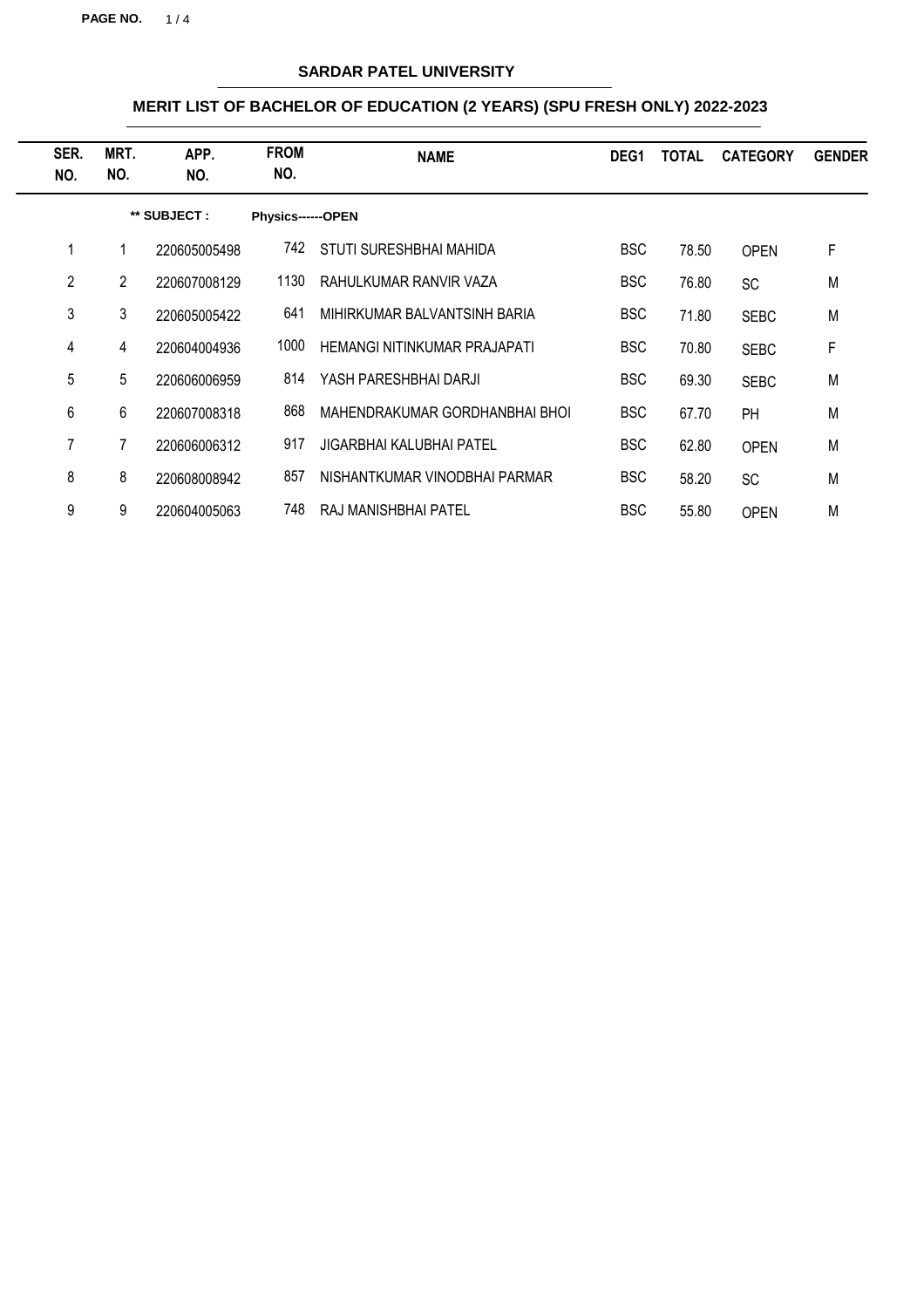## SARDAR PATEL UNIVERSITY

### MERIT LIST OF BACHELOR OF EDUCATION (2 YEARS) (SPU FRESH ONLY) 2022-2023

| SER. NO. | MRT. NO. | APP. NO. | FROM NO. | NAME | DEG1 | TOTAL | CATEGORY | GENDER |
|---|---|---|---|---|---|---|---|---|
| | | ** SUBJECT : | Physics------OPEN | | | | | |
| 1 | 1 | 220605005498 | 742 | STUTI SURESHBHAI MAHIDA | BSC | 78.50 | OPEN | F |
| 2 | 2 | 220607008129 | 1130 | RAHULKUMAR RANVIR VAZA | BSC | 76.80 | SC | M |
| 3 | 3 | 220605005422 | 641 | MIHIRKUMAR BALVANTSINH BARIA | BSC | 71.80 | SEBC | M |
| 4 | 4 | 220604004936 | 1000 | HEMANGI NITINKUMAR PRAJAPATI | BSC | 70.80 | SEBC | F |
| 5 | 5 | 220606006959 | 814 | YASH PARESHBHAI DARJI | BSC | 69.30 | SEBC | M |
| 6 | 6 | 220607008318 | 868 | MAHENDRAKUMAR GORDHANBHAI BHOI | BSC | 67.70 | PH | M |
| 7 | 7 | 220606006312 | 917 | JIGARBHAI KALUBHAI PATEL | BSC | 62.80 | OPEN | M |
| 8 | 8 | 220608008942 | 857 | NISHANTKUMAR VINODBHAI PARMAR | BSC | 58.20 | SC | M |
| 9 | 9 | 220604005063 | 748 | RAJ MANISHBHAI PATEL | BSC | 55.80 | OPEN | M |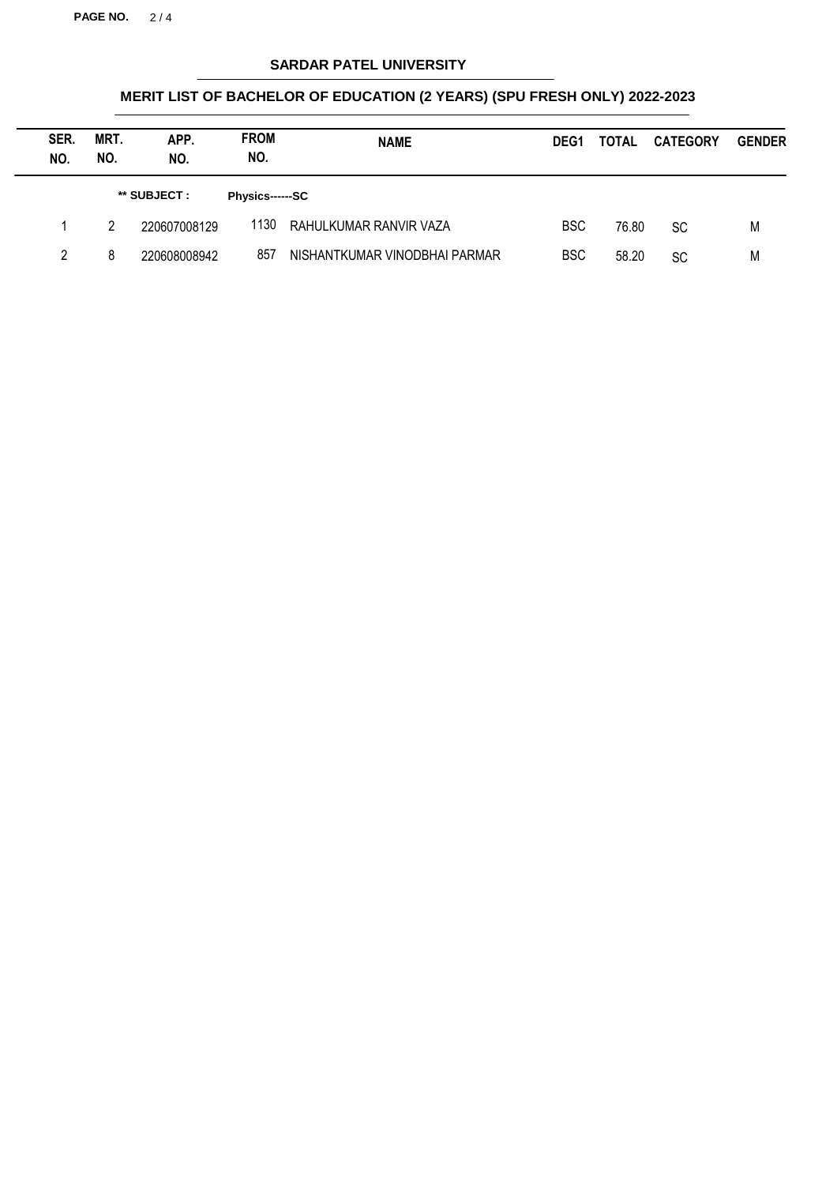**SARDAR PATEL UNIVERSITY**

**MERIT LIST OF BACHELOR OF EDUCATION (2 YEARS) (SPU FRESH ONLY) 2022-2023**

| SER. NO. | MRT. NO. | APP. NO. | FROM NO. | NAME | DEG1 | TOTAL | CATEGORY | GENDER |
|---|---|---|---|---|---|---|---|---|
| | | ** SUBJECT : | Physics------SC | | | | | |
| 1 | 2 | 220607008129 | 1130 | RAHULKUMAR RANVIR VAZA | BSC | 76.80 | SC | M |
| 2 | 8 | 220608008942 | 857 | NISHANTKUMAR VINODBHAI PARMAR | BSC | 58.20 | SC | M |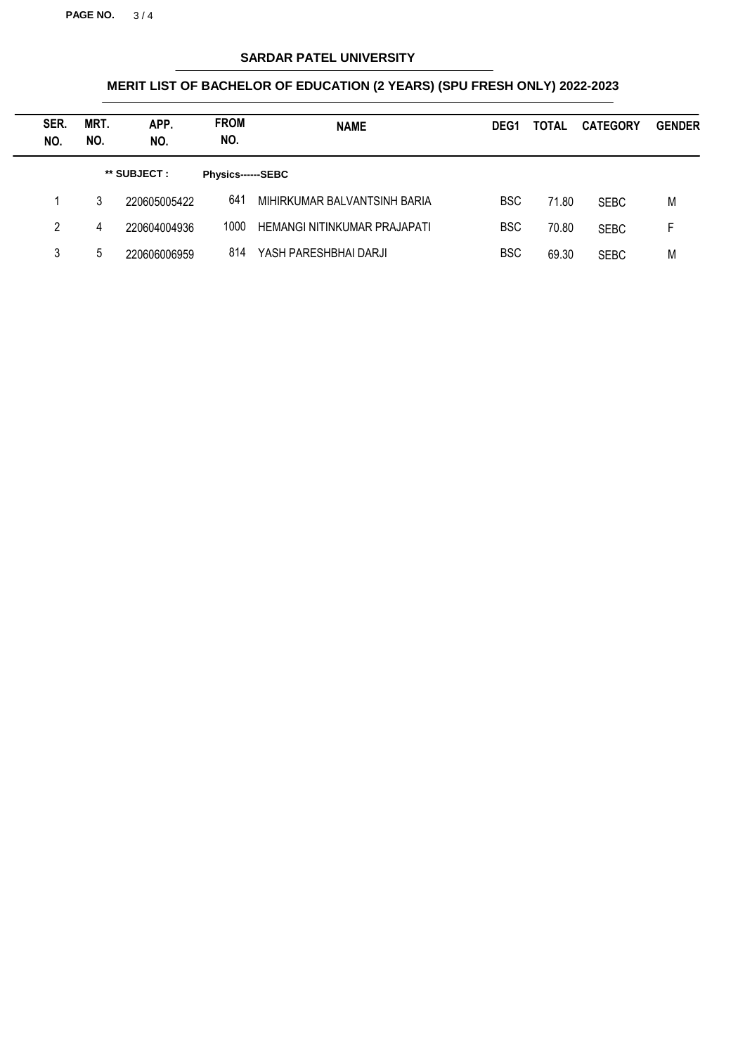# SARDAR PATEL UNIVERSITY

## MERIT LIST OF BACHELOR OF EDUCATION (2 YEARS) (SPU FRESH ONLY) 2022-2023

| SER. NO. | MRT. NO. | APP. NO. | FROM NO. | NAME | DEG1 | TOTAL | CATEGORY | GENDER |
|---|---|---|---|---|---|---|---|---|
| | | ** SUBJECT : | Physics------SEBC | | | | | |
| 1 | 3 | 220605005422 | 641 | MIHIRKUMAR BALVANTSINH BARIA | BSC | 71.80 | SEBC | M |
| 2 | 4 | 220604004936 | 1000 | HEMANGI NITINKUMAR PRAJAPATI | BSC | 70.80 | SEBC | F |
| 3 | 5 | 220606006959 | 814 | YASH PARESHBHAI DARJI | BSC | 69.30 | SEBC | M |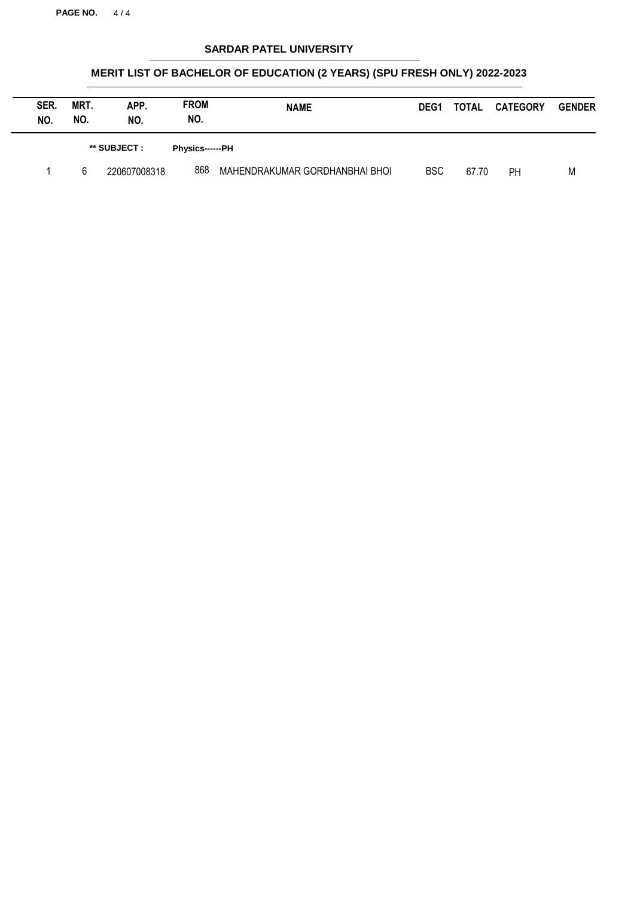## SARDAR PATEL UNIVERSITY

### MERIT LIST OF BACHELOR OF EDUCATION (2 YEARS) (SPU FRESH ONLY) 2022-2023

| SER. NO. | MRT. NO. | APP. NO. | FROM NO. | NAME | DEG1 | TOTAL | CATEGORY | GENDER |
|---|---|---|---|---|---|---|---|---|
| | | ** SUBJECT : | Physics------PH | | | | | |
| 1 | 6 | 220607008318 | 868 | MAHENDRAKUMAR GORDHANBHAI BHOI | BSC | 67.70 | PH | M |